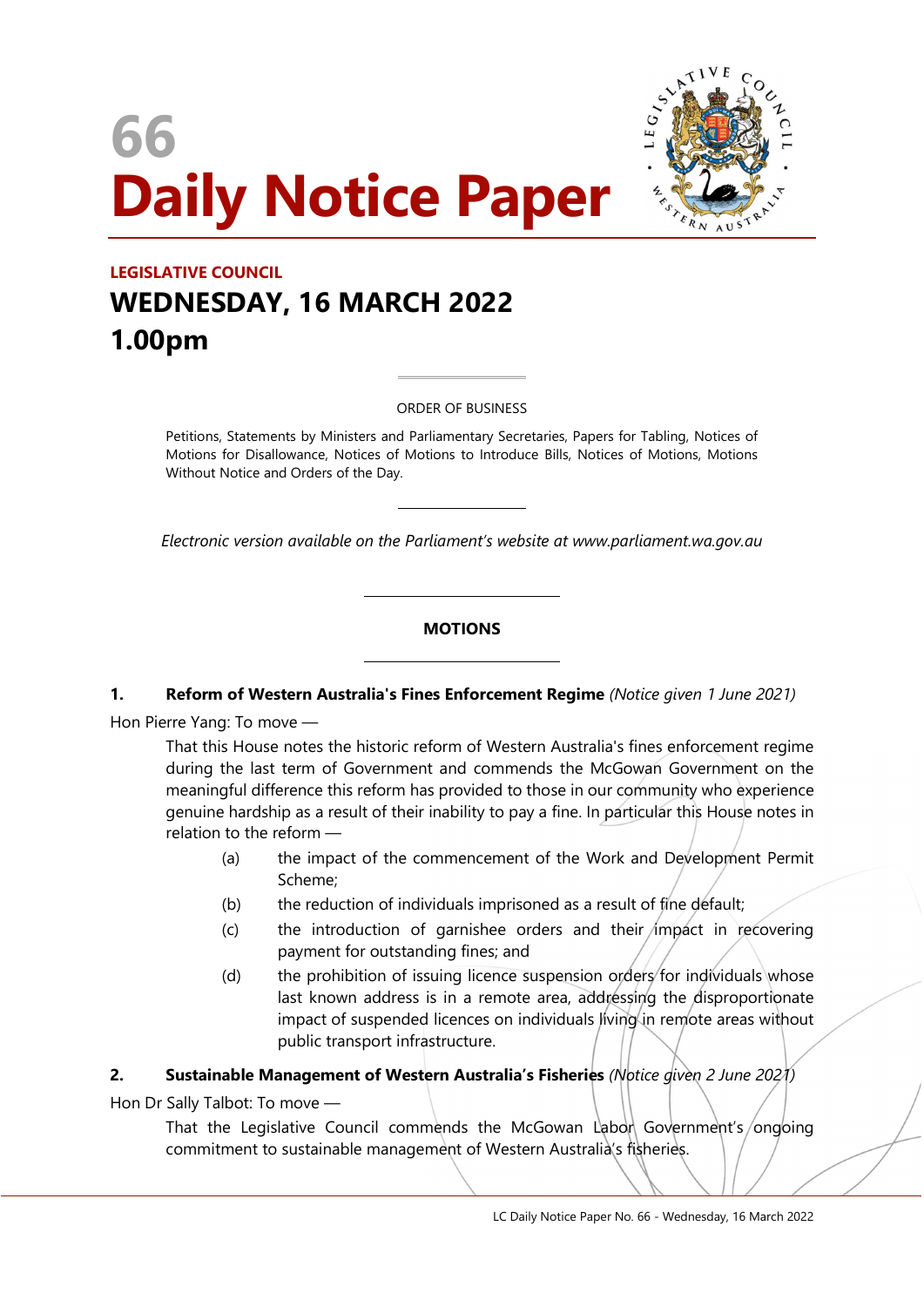# 66
# Daily Notice Paper

**LEGISLATIVE COUNCIL**

## WEDNESDAY, 16 MARCH 2022
## 1.00pm

ORDER OF BUSINESS

Petitions, Statements by Ministers and Parliamentary Secretaries, Papers for Tabling, Notices of Motions for Disallowance, Notices of Motions to Introduce Bills, Notices of Motions, Motions Without Notice and Orders of the Day.

*Electronic version available on the Parliament's website at www.parliament.wa.gov.au*

### MOTIONS

**1. Reform of Western Australia's Fines Enforcement Regime** *(Notice given 1 June 2021)*

Hon Pierre Yang: To move —

That this House notes the historic reform of Western Australia's fines enforcement regime during the last term of Government and commends the McGowan Government on the meaningful difference this reform has provided to those in our community who experience genuine hardship as a result of their inability to pay a fine. In particular this House notes in relation to the reform —

(a) the impact of the commencement of the Work and Development Permit Scheme;

(b) the reduction of individuals imprisoned as a result of fine default;

(c) the introduction of garnishee orders and their impact in recovering payment for outstanding fines; and

(d) the prohibition of issuing licence suspension orders for individuals whose last known address is in a remote area, addressing the disproportionate impact of suspended licences on individuals living in remote areas without public transport infrastructure.

**2. Sustainable Management of Western Australia's Fisheries** *(Notice given 2 June 2021)*

Hon Dr Sally Talbot: To move —

That the Legislative Council commends the McGowan Labor Government's ongoing commitment to sustainable management of Western Australia's fisheries.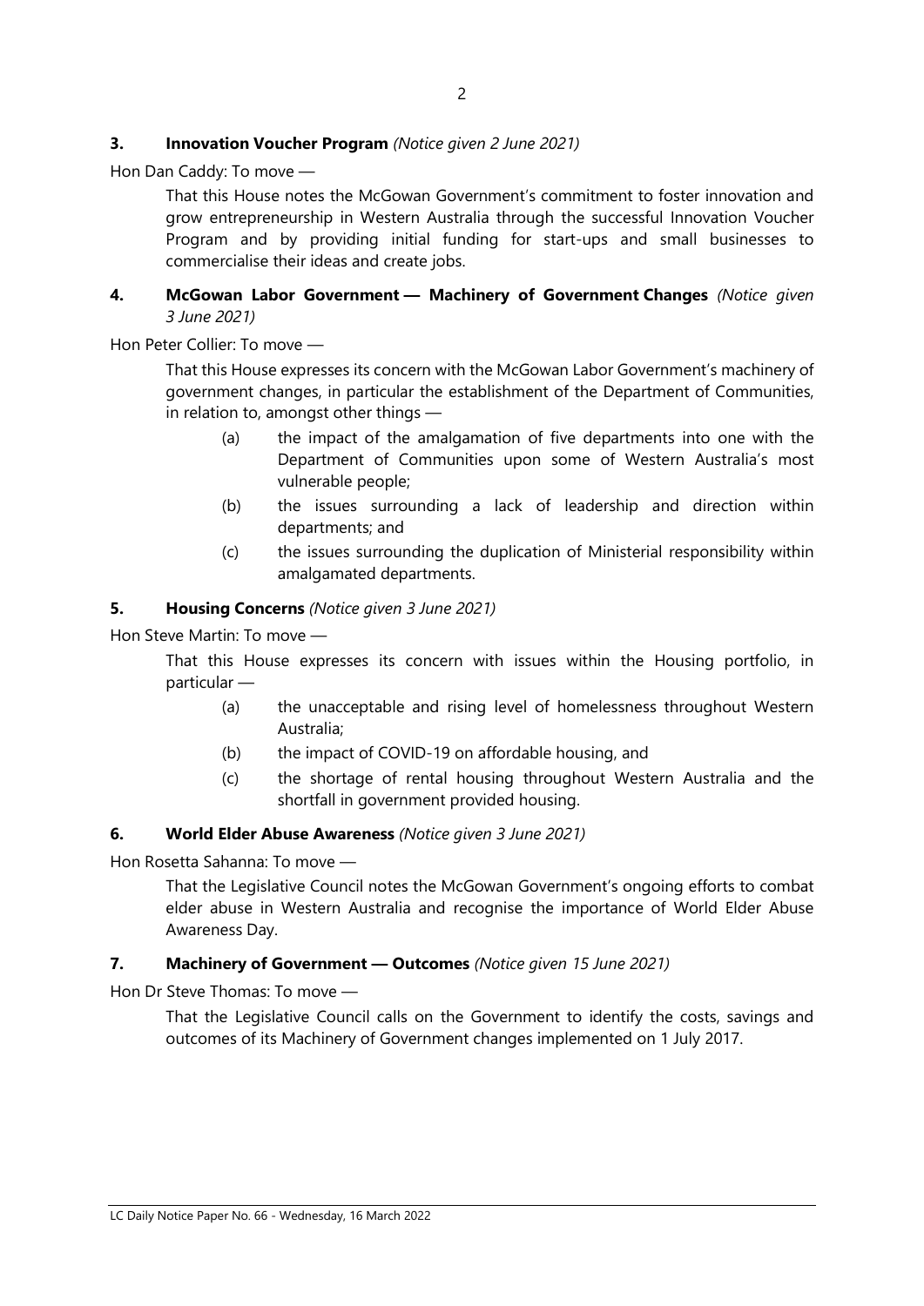**3. Innovation Voucher Program** *(Notice given 2 June 2021)*

Hon Dan Caddy: To move —

> That this House notes the McGowan Government's commitment to foster innovation and grow entrepreneurship in Western Australia through the successful Innovation Voucher Program and by providing initial funding for start-ups and small businesses to commercialise their ideas and create jobs.

**4. McGowan Labor Government — Machinery of Government Changes** *(Notice given 3 June 2021)*

Hon Peter Collier: To move —

> That this House expresses its concern with the McGowan Labor Government's machinery of government changes, in particular the establishment of the Department of Communities, in relation to, amongst other things —
>
> (a) the impact of the amalgamation of five departments into one with the Department of Communities upon some of Western Australia's most vulnerable people;
>
> (b) the issues surrounding a lack of leadership and direction within departments; and
>
> (c) the issues surrounding the duplication of Ministerial responsibility within amalgamated departments.

**5. Housing Concerns** *(Notice given 3 June 2021)*

Hon Steve Martin: To move —

> That this House expresses its concern with issues within the Housing portfolio, in particular —
>
> (a) the unacceptable and rising level of homelessness throughout Western Australia;
>
> (b) the impact of COVID-19 on affordable housing, and
>
> (c) the shortage of rental housing throughout Western Australia and the shortfall in government provided housing.

**6. World Elder Abuse Awareness** *(Notice given 3 June 2021)*

Hon Rosetta Sahanna: To move —

> That the Legislative Council notes the McGowan Government's ongoing efforts to combat elder abuse in Western Australia and recognise the importance of World Elder Abuse Awareness Day.

**7. Machinery of Government — Outcomes** *(Notice given 15 June 2021)*

Hon Dr Steve Thomas: To move —

> That the Legislative Council calls on the Government to identify the costs, savings and outcomes of its Machinery of Government changes implemented on 1 July 2017.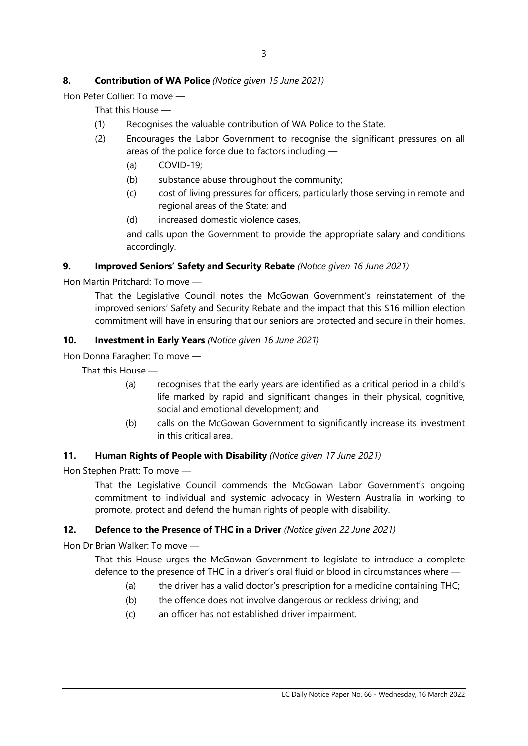**8. Contribution of WA Police** *(Notice given 15 June 2021)*

Hon Peter Collier: To move —

That this House —

(1) Recognises the valuable contribution of WA Police to the State.

(2) Encourages the Labor Government to recognise the significant pressures on all areas of the police force due to factors including —

(a) COVID-19;

(b) substance abuse throughout the community;

(c) cost of living pressures for officers, particularly those serving in remote and regional areas of the State; and

(d) increased domestic violence cases,

and calls upon the Government to provide the appropriate salary and conditions accordingly.

**9. Improved Seniors' Safety and Security Rebate** *(Notice given 16 June 2021)*

Hon Martin Pritchard: To move —

That the Legislative Council notes the McGowan Government's reinstatement of the improved seniors' Safety and Security Rebate and the impact that this $16 million election commitment will have in ensuring that our seniors are protected and secure in their homes.

**10. Investment in Early Years** *(Notice given 16 June 2021)*

Hon Donna Faragher: To move —

That this House —

(a) recognises that the early years are identified as a critical period in a child's life marked by rapid and significant changes in their physical, cognitive, social and emotional development; and

(b) calls on the McGowan Government to significantly increase its investment in this critical area.

**11. Human Rights of People with Disability** *(Notice given 17 June 2021)*

Hon Stephen Pratt: To move —

That the Legislative Council commends the McGowan Labor Government's ongoing commitment to individual and systemic advocacy in Western Australia in working to promote, protect and defend the human rights of people with disability.

**12. Defence to the Presence of THC in a Driver** *(Notice given 22 June 2021)*

Hon Dr Brian Walker: To move —

That this House urges the McGowan Government to legislate to introduce a complete defence to the presence of THC in a driver's oral fluid or blood in circumstances where —

(a) the driver has a valid doctor's prescription for a medicine containing THC;

(b) the offence does not involve dangerous or reckless driving; and

(c) an officer has not established driver impairment.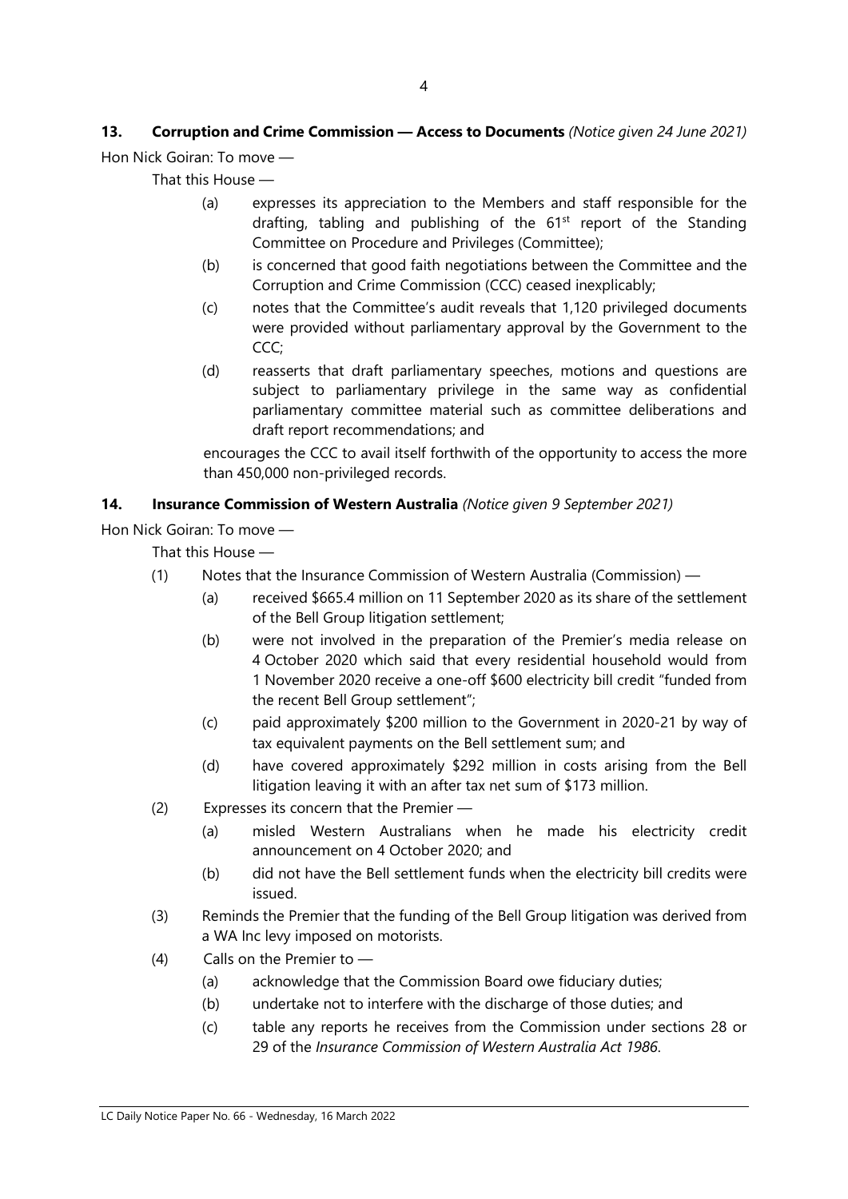**13. Corruption and Crime Commission — Access to Documents** *(Notice given 24 June 2021)*

Hon Nick Goiran: To move —

That this House —

(a) expresses its appreciation to the Members and staff responsible for the drafting, tabling and publishing of the 61st report of the Standing Committee on Procedure and Privileges (Committee);

(b) is concerned that good faith negotiations between the Committee and the Corruption and Crime Commission (CCC) ceased inexplicably;

(c) notes that the Committee's audit reveals that 1,120 privileged documents were provided without parliamentary approval by the Government to the CCC;

(d) reasserts that draft parliamentary speeches, motions and questions are subject to parliamentary privilege in the same way as confidential parliamentary committee material such as committee deliberations and draft report recommendations; and

encourages the CCC to avail itself forthwith of the opportunity to access the more than 450,000 non-privileged records.

**14. Insurance Commission of Western Australia** *(Notice given 9 September 2021)*

Hon Nick Goiran: To move —

That this House —

(1) Notes that the Insurance Commission of Western Australia (Commission) —

  (a) received $665.4 million on 11 September 2020 as its share of the settlement of the Bell Group litigation settlement;

  (b) were not involved in the preparation of the Premier's media release on 4 October 2020 which said that every residential household would from 1 November 2020 receive a one-off $600 electricity bill credit "funded from the recent Bell Group settlement";

  (c) paid approximately $200 million to the Government in 2020-21 by way of tax equivalent payments on the Bell settlement sum; and

  (d) have covered approximately $292 million in costs arising from the Bell litigation leaving it with an after tax net sum of $173 million.

(2) Expresses its concern that the Premier —

  (a) misled Western Australians when he made his electricity credit announcement on 4 October 2020; and

  (b) did not have the Bell settlement funds when the electricity bill credits were issued.

(3) Reminds the Premier that the funding of the Bell Group litigation was derived from a WA Inc levy imposed on motorists.

(4) Calls on the Premier to —

  (a) acknowledge that the Commission Board owe fiduciary duties;

  (b) undertake not to interfere with the discharge of those duties; and

  (c) table any reports he receives from the Commission under sections 28 or 29 of the *Insurance Commission of Western Australia Act 1986*.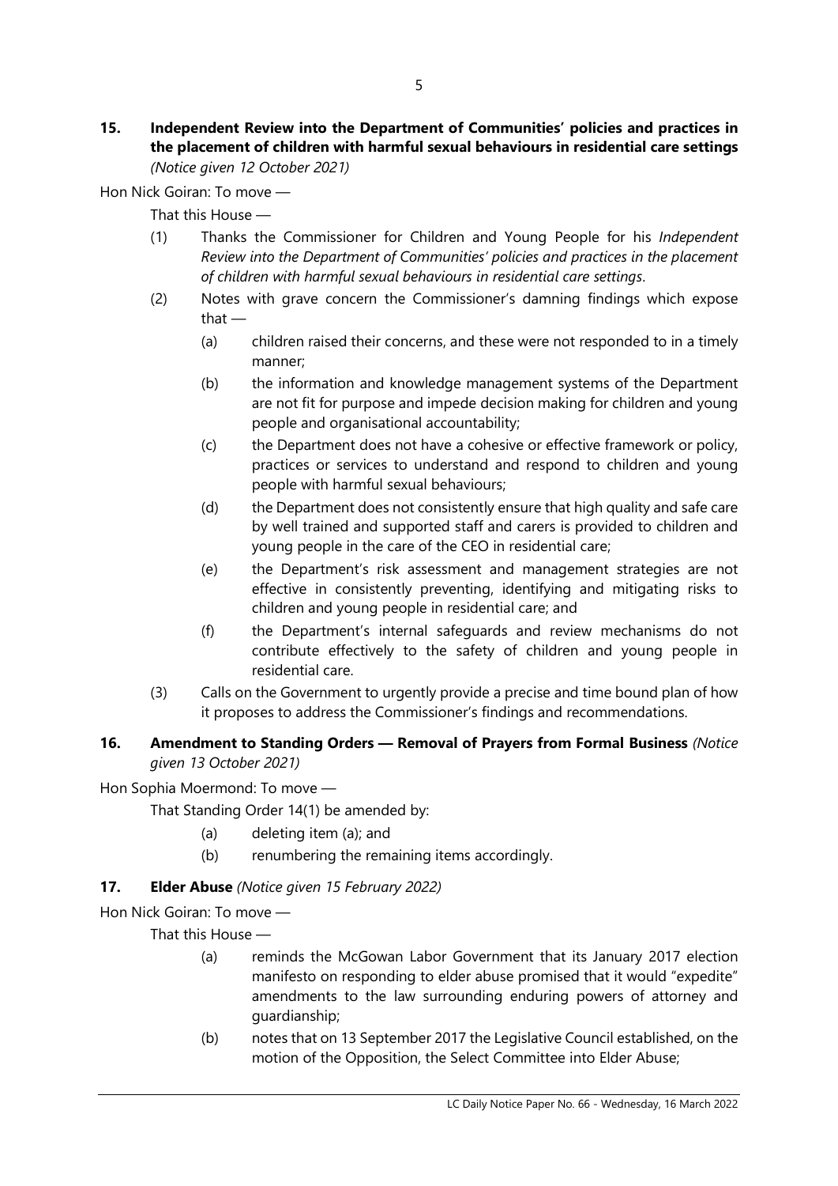**15. Independent Review into the Department of Communities' policies and practices in the placement of children with harmful sexual behaviours in residential care settings** *(Notice given 12 October 2021)*

Hon Nick Goiran: To move —

That this House —

(1) Thanks the Commissioner for Children and Young People for his *Independent Review into the Department of Communities' policies and practices in the placement of children with harmful sexual behaviours in residential care settings*.

(2) Notes with grave concern the Commissioner's damning findings which expose that —

  (a) children raised their concerns, and these were not responded to in a timely manner;

  (b) the information and knowledge management systems of the Department are not fit for purpose and impede decision making for children and young people and organisational accountability;

  (c) the Department does not have a cohesive or effective framework or policy, practices or services to understand and respond to children and young people with harmful sexual behaviours;

  (d) the Department does not consistently ensure that high quality and safe care by well trained and supported staff and carers is provided to children and young people in the care of the CEO in residential care;

  (e) the Department's risk assessment and management strategies are not effective in consistently preventing, identifying and mitigating risks to children and young people in residential care; and

  (f) the Department's internal safeguards and review mechanisms do not contribute effectively to the safety of children and young people in residential care.

(3) Calls on the Government to urgently provide a precise and time bound plan of how it proposes to address the Commissioner's findings and recommendations.

**16. Amendment to Standing Orders — Removal of Prayers from Formal Business** *(Notice given 13 October 2021)*

Hon Sophia Moermond: To move —

That Standing Order 14(1) be amended by:

  (a) deleting item (a); and

  (b) renumbering the remaining items accordingly.

**17. Elder Abuse** *(Notice given 15 February 2022)*

Hon Nick Goiran: To move —

That this House —

  (a) reminds the McGowan Labor Government that its January 2017 election manifesto on responding to elder abuse promised that it would "expedite" amendments to the law surrounding enduring powers of attorney and guardianship;

  (b) notes that on 13 September 2017 the Legislative Council established, on the motion of the Opposition, the Select Committee into Elder Abuse;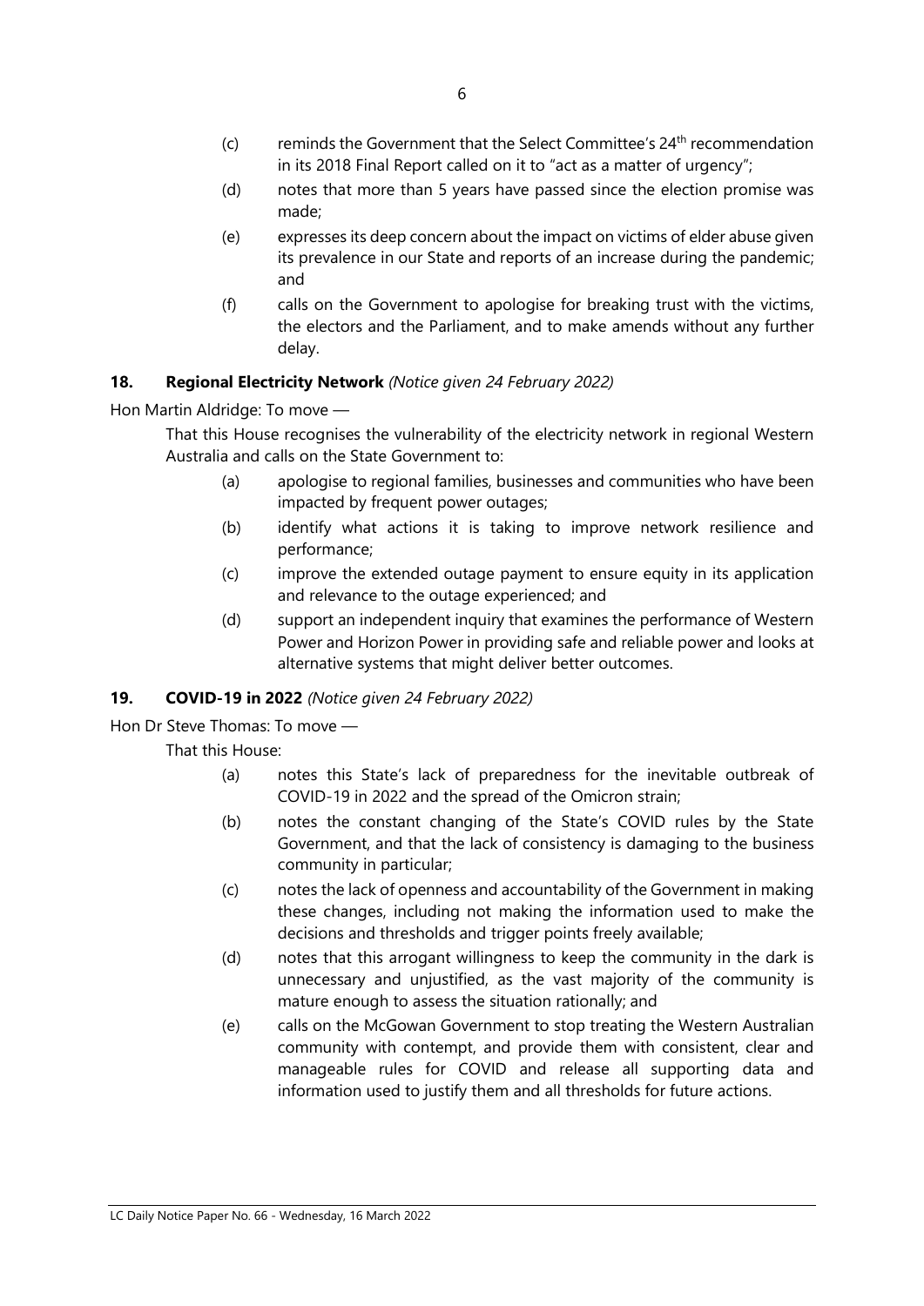(c) reminds the Government that the Select Committee's 24th recommendation in its 2018 Final Report called on it to "act as a matter of urgency";

(d) notes that more than 5 years have passed since the election promise was made;

(e) expresses its deep concern about the impact on victims of elder abuse given its prevalence in our State and reports of an increase during the pandemic; and

(f) calls on the Government to apologise for breaking trust with the victims, the electors and the Parliament, and to make amends without any further delay.

### 18. Regional Electricity Network *(Notice given 24 February 2022)*

Hon Martin Aldridge: To move —

That this House recognises the vulnerability of the electricity network in regional Western Australia and calls on the State Government to:

(a) apologise to regional families, businesses and communities who have been impacted by frequent power outages;

(b) identify what actions it is taking to improve network resilience and performance;

(c) improve the extended outage payment to ensure equity in its application and relevance to the outage experienced; and

(d) support an independent inquiry that examines the performance of Western Power and Horizon Power in providing safe and reliable power and looks at alternative systems that might deliver better outcomes.

### 19. COVID-19 in 2022 *(Notice given 24 February 2022)*

Hon Dr Steve Thomas: To move —

That this House:

(a) notes this State's lack of preparedness for the inevitable outbreak of COVID-19 in 2022 and the spread of the Omicron strain;

(b) notes the constant changing of the State's COVID rules by the State Government, and that the lack of consistency is damaging to the business community in particular;

(c) notes the lack of openness and accountability of the Government in making these changes, including not making the information used to make the decisions and thresholds and trigger points freely available;

(d) notes that this arrogant willingness to keep the community in the dark is unnecessary and unjustified, as the vast majority of the community is mature enough to assess the situation rationally; and

(e) calls on the McGowan Government to stop treating the Western Australian community with contempt, and provide them with consistent, clear and manageable rules for COVID and release all supporting data and information used to justify them and all thresholds for future actions.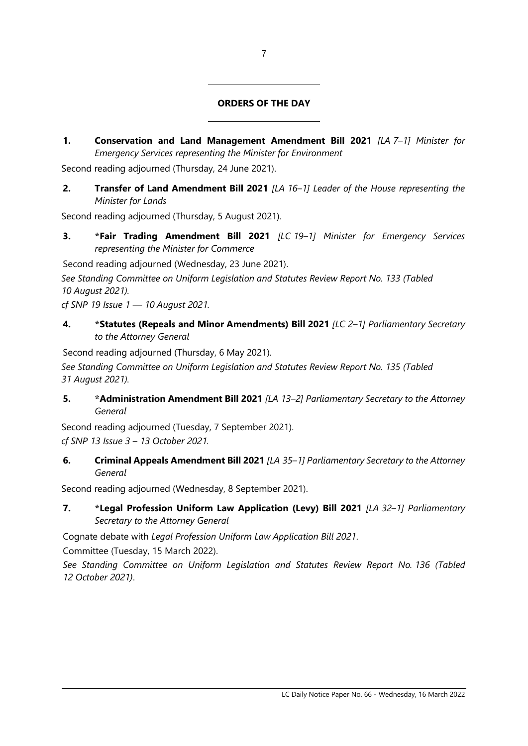## ORDERS OF THE DAY

**1.** **Conservation and Land Management Amendment Bill 2021** *[LA 7–1] Minister for Emergency Services representing the Minister for Environment*

Second reading adjourned (Thursday, 24 June 2021).

**2.** **Transfer of Land Amendment Bill 2021** *[LA 16–1] Leader of the House representing the Minister for Lands*

Second reading adjourned (Thursday, 5 August 2021).

**3.** ***Fair Trading Amendment Bill 2021** *[LC 19–1] Minister for Emergency Services representing the Minister for Commerce*

Second reading adjourned (Wednesday, 23 June 2021).

*See Standing Committee on Uniform Legislation and Statutes Review Report No. 133 (Tabled 10 August 2021).*

*cf SNP 19 Issue 1 — 10 August 2021.*

**4.** ***Statutes (Repeals and Minor Amendments) Bill 2021** *[LC 2–1] Parliamentary Secretary to the Attorney General*

Second reading adjourned (Thursday, 6 May 2021).

*See Standing Committee on Uniform Legislation and Statutes Review Report No. 135 (Tabled 31 August 2021).*

**5.** ***Administration Amendment Bill 2021** *[LA 13–2] Parliamentary Secretary to the Attorney General*

Second reading adjourned (Tuesday, 7 September 2021).

*cf SNP 13 Issue 3 – 13 October 2021.*

**6.** **Criminal Appeals Amendment Bill 2021** *[LA 35–1] Parliamentary Secretary to the Attorney General*

Second reading adjourned (Wednesday, 8 September 2021).

**7.** ***Legal Profession Uniform Law Application (Levy) Bill 2021** *[LA 32–1] Parliamentary Secretary to the Attorney General*

Cognate debate with *Legal Profession Uniform Law Application Bill 2021*.

Committee (Tuesday, 15 March 2022).

*See Standing Committee on Uniform Legislation and Statutes Review Report No. 136 (Tabled 12 October 2021)*.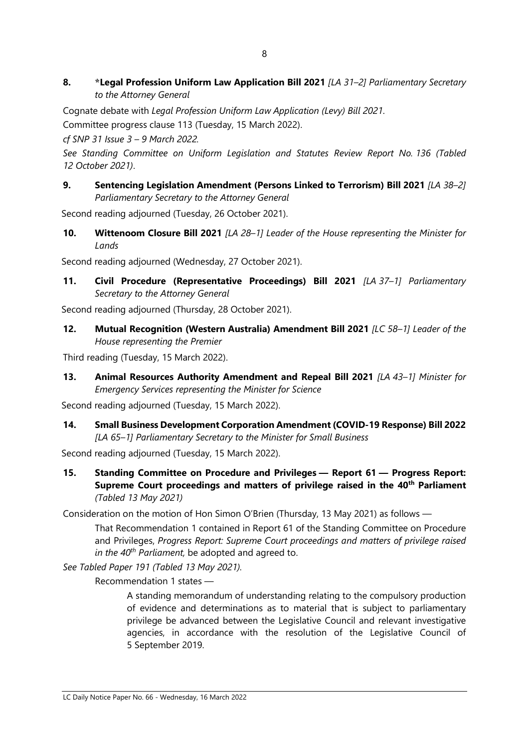**8. \*Legal Profession Uniform Law Application Bill 2021** *[LA 31–2] Parliamentary Secretary to the Attorney General*

Cognate debate with *Legal Profession Uniform Law Application (Levy) Bill 2021*.

Committee progress clause 113 (Tuesday, 15 March 2022).

*cf SNP 31 Issue 3 – 9 March 2022*.

*See Standing Committee on Uniform Legislation and Statutes Review Report No. 136 (Tabled 12 October 2021)*.

**9. Sentencing Legislation Amendment (Persons Linked to Terrorism) Bill 2021** *[LA 38–2] Parliamentary Secretary to the Attorney General*

Second reading adjourned (Tuesday, 26 October 2021).

**10. Wittenoom Closure Bill 2021** *[LA 28–1] Leader of the House representing the Minister for Lands*

Second reading adjourned (Wednesday, 27 October 2021).

**11. Civil Procedure (Representative Proceedings) Bill 2021** *[LA 37–1] Parliamentary Secretary to the Attorney General*

Second reading adjourned (Thursday, 28 October 2021).

**12. Mutual Recognition (Western Australia) Amendment Bill 2021** *[LC 58–1] Leader of the House representing the Premier*

Third reading (Tuesday, 15 March 2022).

**13. Animal Resources Authority Amendment and Repeal Bill 2021** *[LA 43–1] Minister for Emergency Services representing the Minister for Science*

Second reading adjourned (Tuesday, 15 March 2022).

**14. Small Business Development Corporation Amendment (COVID-19 Response) Bill 2022** *[LA 65–1] Parliamentary Secretary to the Minister for Small Business*

Second reading adjourned (Tuesday, 15 March 2022).

**15. Standing Committee on Procedure and Privileges — Report 61 — Progress Report: Supreme Court proceedings and matters of privilege raised in the 40th Parliament** *(Tabled 13 May 2021)*

Consideration on the motion of Hon Simon O'Brien (Thursday, 13 May 2021) as follows —

> That Recommendation 1 contained in Report 61 of the Standing Committee on Procedure and Privileges, *Progress Report: Supreme Court proceedings and matters of privilege raised in the 40th Parliament,* be adopted and agreed to.

*See Tabled Paper 191 (Tabled 13 May 2021)*.

Recommendation 1 states —

> A standing memorandum of understanding relating to the compulsory production of evidence and determinations as to material that is subject to parliamentary privilege be advanced between the Legislative Council and relevant investigative agencies, in accordance with the resolution of the Legislative Council of 5 September 2019.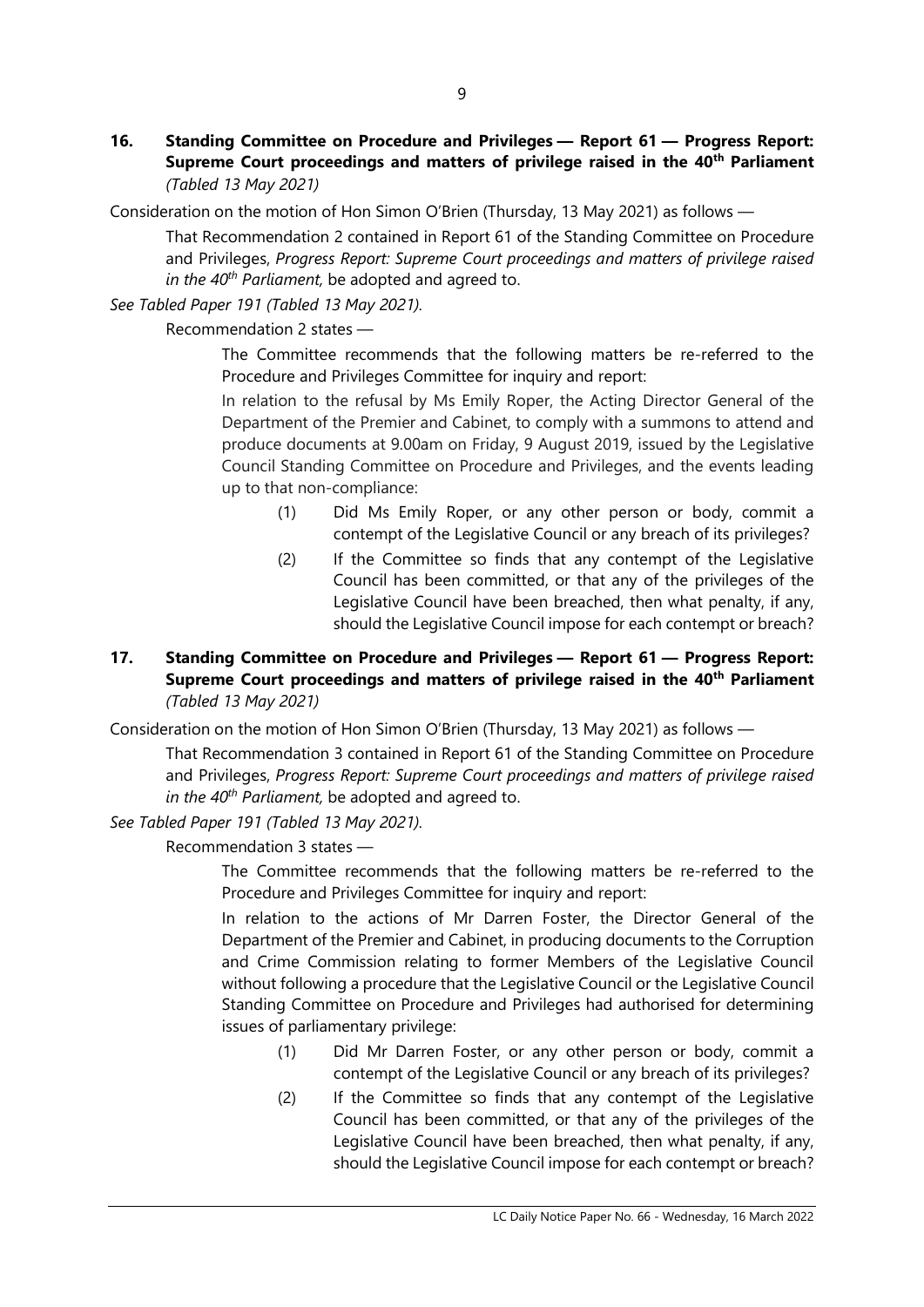**16. Standing Committee on Procedure and Privileges — Report 61 — Progress Report: Supreme Court proceedings and matters of privilege raised in the 40th Parliament** *(Tabled 13 May 2021)*

Consideration on the motion of Hon Simon O'Brien (Thursday, 13 May 2021) as follows —

> That Recommendation 2 contained in Report 61 of the Standing Committee on Procedure and Privileges, *Progress Report: Supreme Court proceedings and matters of privilege raised in the 40th Parliament,* be adopted and agreed to.

*See Tabled Paper 191 (Tabled 13 May 2021).*

Recommendation 2 states —

> The Committee recommends that the following matters be re-referred to the Procedure and Privileges Committee for inquiry and report:
>
> In relation to the refusal by Ms Emily Roper, the Acting Director General of the Department of the Premier and Cabinet, to comply with a summons to attend and produce documents at 9.00am on Friday, 9 August 2019, issued by the Legislative Council Standing Committee on Procedure and Privileges, and the events leading up to that non-compliance:
>
> (1) Did Ms Emily Roper, or any other person or body, commit a contempt of the Legislative Council or any breach of its privileges?
>
> (2) If the Committee so finds that any contempt of the Legislative Council has been committed, or that any of the privileges of the Legislative Council have been breached, then what penalty, if any, should the Legislative Council impose for each contempt or breach?

**17. Standing Committee on Procedure and Privileges — Report 61 — Progress Report: Supreme Court proceedings and matters of privilege raised in the 40th Parliament** *(Tabled 13 May 2021)*

Consideration on the motion of Hon Simon O'Brien (Thursday, 13 May 2021) as follows —

> That Recommendation 3 contained in Report 61 of the Standing Committee on Procedure and Privileges, *Progress Report: Supreme Court proceedings and matters of privilege raised in the 40th Parliament,* be adopted and agreed to.

*See Tabled Paper 191 (Tabled 13 May 2021).*

Recommendation 3 states —

> The Committee recommends that the following matters be re-referred to the Procedure and Privileges Committee for inquiry and report:
>
> In relation to the actions of Mr Darren Foster, the Director General of the Department of the Premier and Cabinet, in producing documents to the Corruption and Crime Commission relating to former Members of the Legislative Council without following a procedure that the Legislative Council or the Legislative Council Standing Committee on Procedure and Privileges had authorised for determining issues of parliamentary privilege:
>
> (1) Did Mr Darren Foster, or any other person or body, commit a contempt of the Legislative Council or any breach of its privileges?
>
> (2) If the Committee so finds that any contempt of the Legislative Council has been committed, or that any of the privileges of the Legislative Council have been breached, then what penalty, if any, should the Legislative Council impose for each contempt or breach?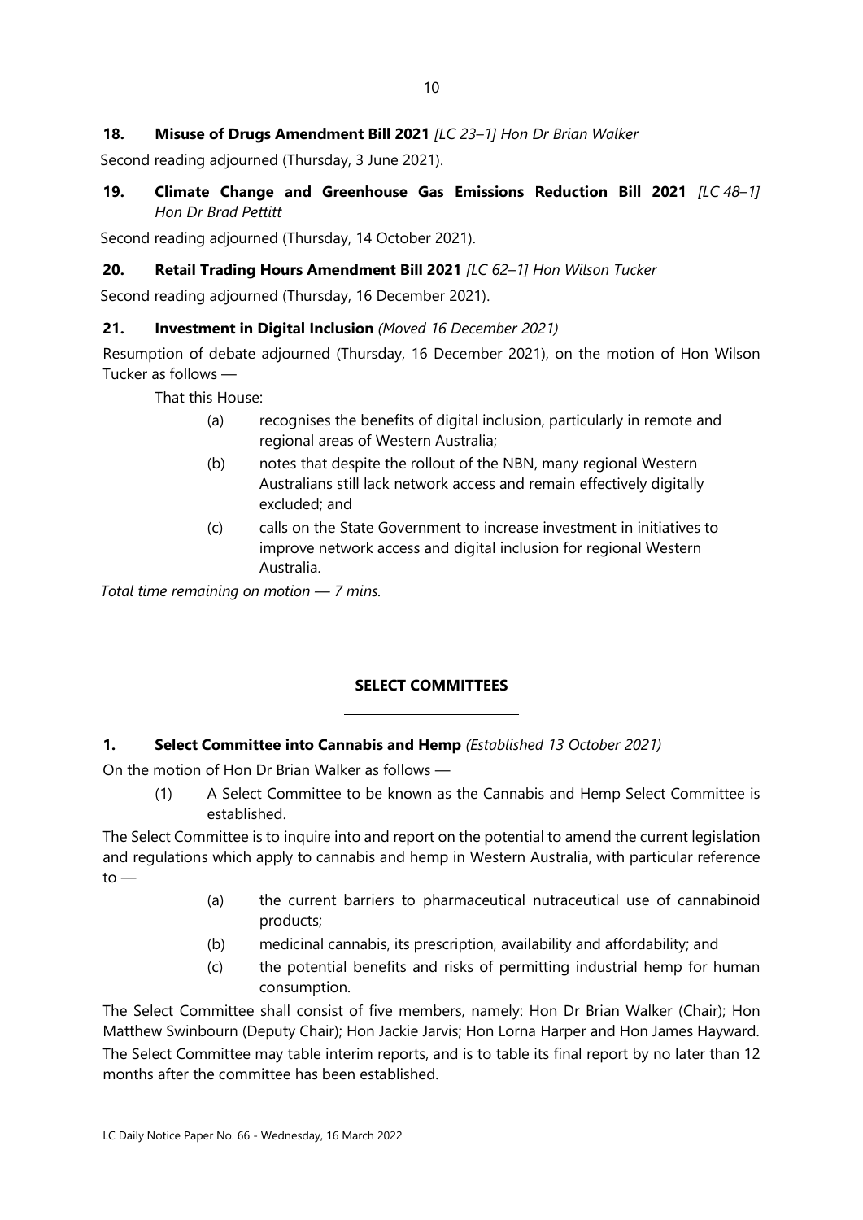**18. Misuse of Drugs Amendment Bill 2021** *[LC 23–1] Hon Dr Brian Walker*

Second reading adjourned (Thursday, 3 June 2021).

**19. Climate Change and Greenhouse Gas Emissions Reduction Bill 2021** *[LC 48–1] Hon Dr Brad Pettitt*

Second reading adjourned (Thursday, 14 October 2021).

**20. Retail Trading Hours Amendment Bill 2021** *[LC 62–1] Hon Wilson Tucker*

Second reading adjourned (Thursday, 16 December 2021).

**21. Investment in Digital Inclusion** *(Moved 16 December 2021)*

Resumption of debate adjourned (Thursday, 16 December 2021), on the motion of Hon Wilson Tucker as follows —

That this House:

(a) recognises the benefits of digital inclusion, particularly in remote and regional areas of Western Australia;

(b) notes that despite the rollout of the NBN, many regional Western Australians still lack network access and remain effectively digitally excluded; and

(c) calls on the State Government to increase investment in initiatives to improve network access and digital inclusion for regional Western Australia.

*Total time remaining on motion — 7 mins.*

## SELECT COMMITTEES

**1. Select Committee into Cannabis and Hemp** *(Established 13 October 2021)*

On the motion of Hon Dr Brian Walker as follows —

(1) A Select Committee to be known as the Cannabis and Hemp Select Committee is established.

The Select Committee is to inquire into and report on the potential to amend the current legislation and regulations which apply to cannabis and hemp in Western Australia, with particular reference to —

(a) the current barriers to pharmaceutical nutraceutical use of cannabinoid products;

(b) medicinal cannabis, its prescription, availability and affordability; and

(c) the potential benefits and risks of permitting industrial hemp for human consumption.

The Select Committee shall consist of five members, namely: Hon Dr Brian Walker (Chair); Hon Matthew Swinbourn (Deputy Chair); Hon Jackie Jarvis; Hon Lorna Harper and Hon James Hayward.

The Select Committee may table interim reports, and is to table its final report by no later than 12 months after the committee has been established.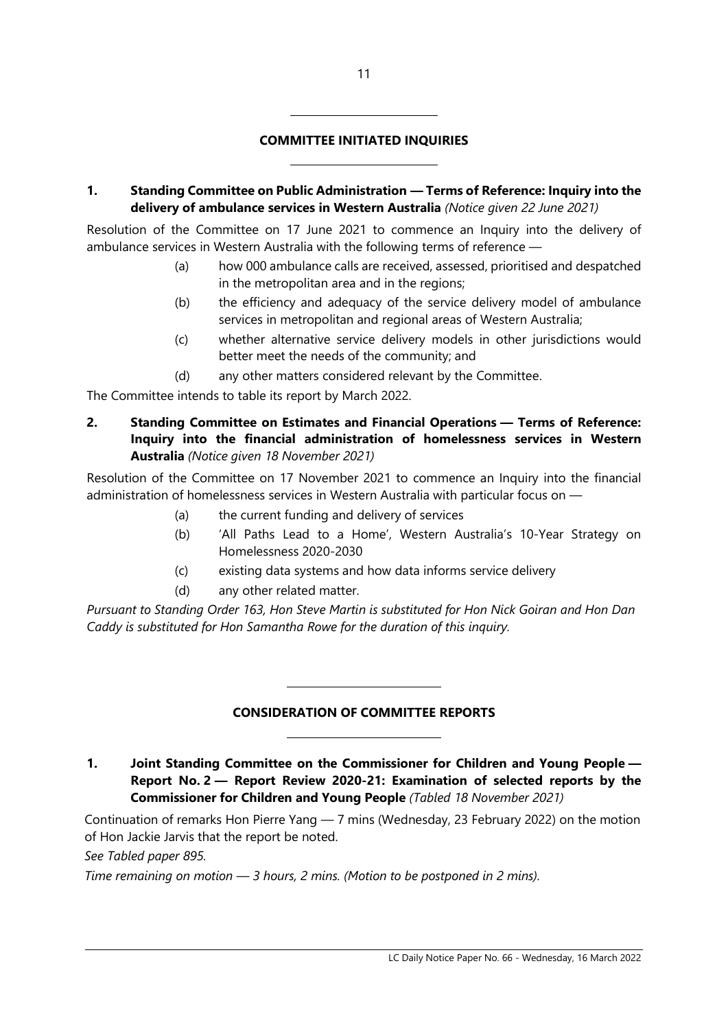## COMMITTEE INITIATED INQUIRIES

**1. Standing Committee on Public Administration — Terms of Reference: Inquiry into the delivery of ambulance services in Western Australia** *(Notice given 22 June 2021)*

Resolution of the Committee on 17 June 2021 to commence an Inquiry into the delivery of ambulance services in Western Australia with the following terms of reference —

- (a) how 000 ambulance calls are received, assessed, prioritised and despatched in the metropolitan area and in the regions;
- (b) the efficiency and adequacy of the service delivery model of ambulance services in metropolitan and regional areas of Western Australia;
- (c) whether alternative service delivery models in other jurisdictions would better meet the needs of the community; and
- (d) any other matters considered relevant by the Committee.

The Committee intends to table its report by March 2022.

**2. Standing Committee on Estimates and Financial Operations — Terms of Reference: Inquiry into the financial administration of homelessness services in Western Australia** *(Notice given 18 November 2021)*

Resolution of the Committee on 17 November 2021 to commence an Inquiry into the financial administration of homelessness services in Western Australia with particular focus on —

- (a) the current funding and delivery of services
- (b) 'All Paths Lead to a Home', Western Australia's 10-Year Strategy on Homelessness 2020-2030
- (c) existing data systems and how data informs service delivery
- (d) any other related matter.

*Pursuant to Standing Order 163, Hon Steve Martin is substituted for Hon Nick Goiran and Hon Dan Caddy is substituted for Hon Samantha Rowe for the duration of this inquiry.*

## CONSIDERATION OF COMMITTEE REPORTS

**1. Joint Standing Committee on the Commissioner for Children and Young People — Report No. 2 — Report Review 2020-21: Examination of selected reports by the Commissioner for Children and Young People** *(Tabled 18 November 2021)*

Continuation of remarks Hon Pierre Yang — 7 mins (Wednesday, 23 February 2022) on the motion of Hon Jackie Jarvis that the report be noted.

*See Tabled paper 895.*

*Time remaining on motion — 3 hours, 2 mins. (Motion to be postponed in 2 mins).*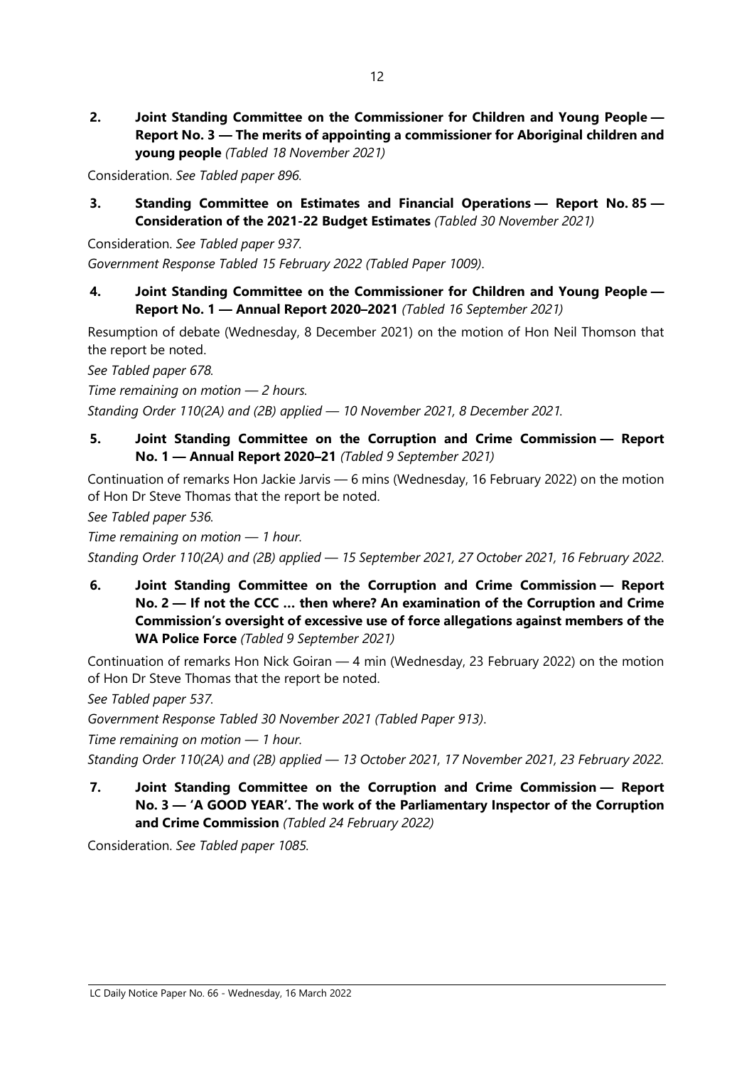**2. Joint Standing Committee on the Commissioner for Children and Young People — Report No. 3 — The merits of appointing a commissioner for Aboriginal children and young people** *(Tabled 18 November 2021)*

Consideration. *See Tabled paper 896.*

**3. Standing Committee on Estimates and Financial Operations — Report No. 85 — Consideration of the 2021-22 Budget Estimates** *(Tabled 30 November 2021)*

Consideration. *See Tabled paper 937.*

*Government Response Tabled 15 February 2022 (Tabled Paper 1009).*

**4. Joint Standing Committee on the Commissioner for Children and Young People — Report No. 1 — Annual Report 2020–2021** *(Tabled 16 September 2021)*

Resumption of debate (Wednesday, 8 December 2021) on the motion of Hon Neil Thomson that the report be noted.

*See Tabled paper 678.*

*Time remaining on motion — 2 hours.*

*Standing Order 110(2A) and (2B) applied — 10 November 2021, 8 December 2021.*

**5. Joint Standing Committee on the Corruption and Crime Commission — Report No. 1 — Annual Report 2020–21** *(Tabled 9 September 2021)*

Continuation of remarks Hon Jackie Jarvis — 6 mins (Wednesday, 16 February 2022) on the motion of Hon Dr Steve Thomas that the report be noted.

*See Tabled paper 536.*

*Time remaining on motion — 1 hour.*

*Standing Order 110(2A) and (2B) applied — 15 September 2021, 27 October 2021, 16 February 2022.*

**6. Joint Standing Committee on the Corruption and Crime Commission — Report No. 2 — If not the CCC … then where? An examination of the Corruption and Crime Commission's oversight of excessive use of force allegations against members of the WA Police Force** *(Tabled 9 September 2021)*

Continuation of remarks Hon Nick Goiran — 4 min (Wednesday, 23 February 2022) on the motion of Hon Dr Steve Thomas that the report be noted.

*See Tabled paper 537.*

*Government Response Tabled 30 November 2021 (Tabled Paper 913).*

*Time remaining on motion — 1 hour.*

*Standing Order 110(2A) and (2B) applied — 13 October 2021, 17 November 2021, 23 February 2022.*

**7. Joint Standing Committee on the Corruption and Crime Commission — Report No. 3 — 'A GOOD YEAR'. The work of the Parliamentary Inspector of the Corruption and Crime Commission** *(Tabled 24 February 2022)*

Consideration. *See Tabled paper 1085.*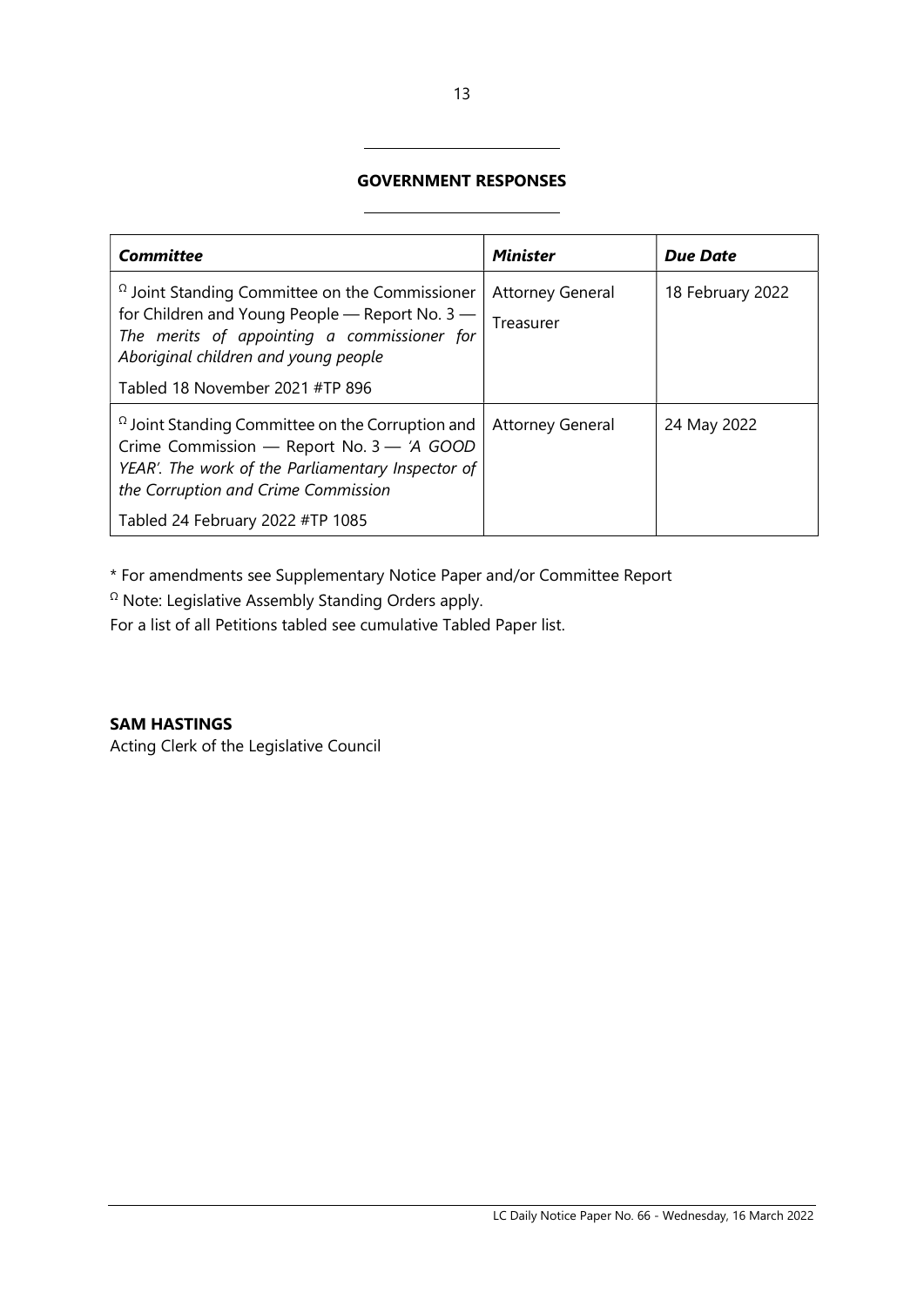## GOVERNMENT RESPONSES

| ***Committee*** | ***Minister*** | ***Due Date*** |
|---|---|---|
| $^{\Omega}$ Joint Standing Committee on the Commissioner for Children and Young People — Report No. 3 — *The merits of appointing a commissioner for Aboriginal children and young people*<br><br>Tabled 18 November 2021 #TP 896 | Attorney General<br>Treasurer | 18 February 2022 |
| $^{\Omega}$ Joint Standing Committee on the Corruption and Crime Commission — Report No. 3 — *'A GOOD YEAR'. The work of the Parliamentary Inspector of the Corruption and Crime Commission*<br><br>Tabled 24 February 2022 #TP 1085 | Attorney General | 24 May 2022 |

* For amendments see Supplementary Notice Paper and/or Committee Report

$^{\Omega}$ Note: Legislative Assembly Standing Orders apply.

For a list of all Petitions tabled see cumulative Tabled Paper list.

**SAM HASTINGS**
Acting Clerk of the Legislative Council